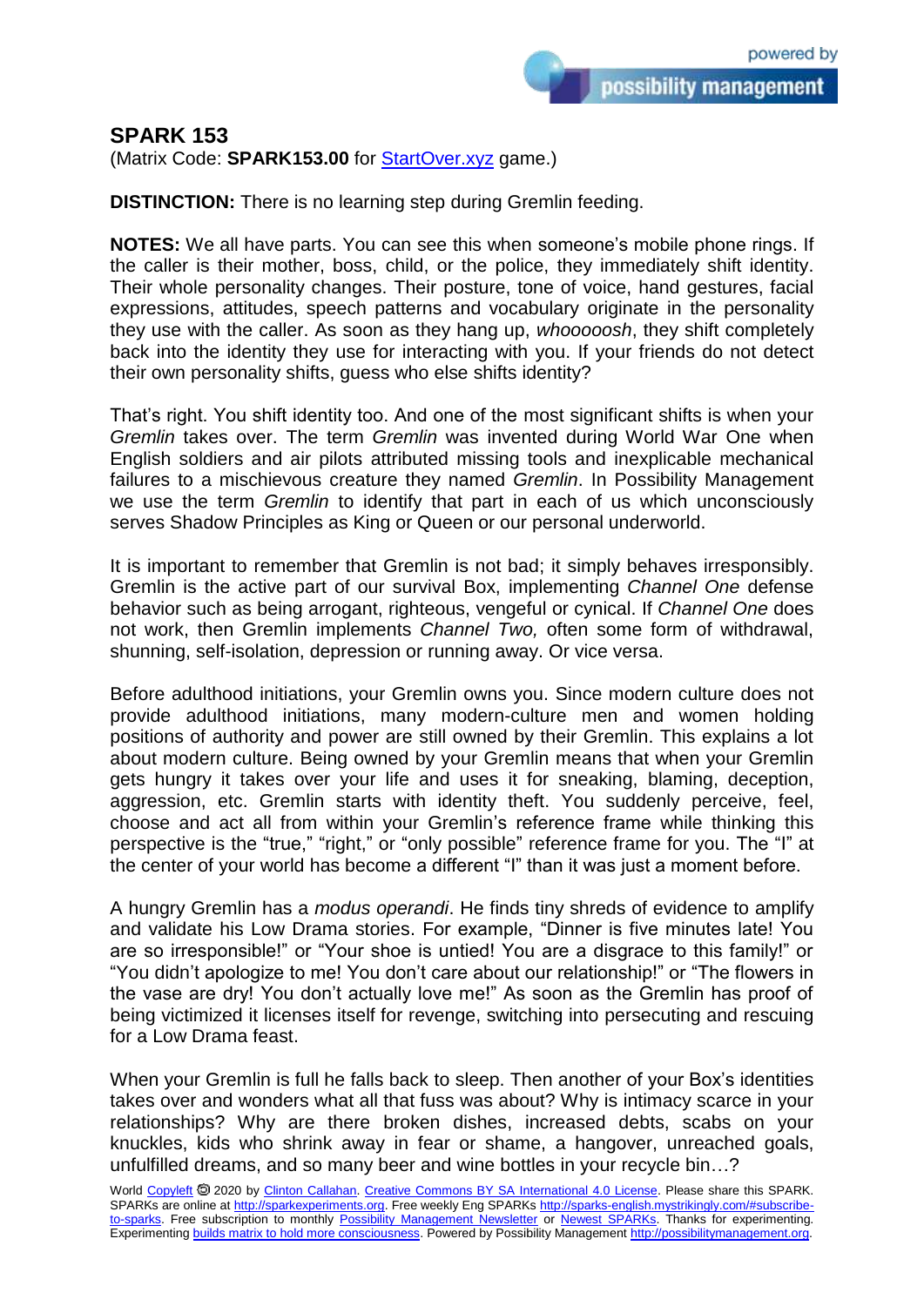## SPARK 153

(Matrix Code: **SPARK153.00** for [StartOver.xyz](StartOver.xyz) game.)

**DISTINCTION:** There is no learning step during Gremlin feeding.

**NOTES:** We all have parts. You can see this when someone's mobile phone rings. If the caller is their mother, boss, child, or the police, they immediately shift identity. Their whole personality changes. Their posture, tone of voice, hand gestures, facial expressions, attitudes, speech patterns and vocabulary originate in the personality they use with the caller. As soon as they hang up, *whoooosh*, they shift completely back into the identity they use for interacting with you. If your friends do not detect their own personality shifts, guess who else shifts identity?

That's right. You shift identity too. And one of the most significant shifts is when your *Gremlin* takes over. The term *Gremlin* was invented during World War One when English soldiers and air pilots attributed missing tools and inexplicable mechanical failures to a mischievous creature they named *Gremlin*. In Possibility Management we use the term *Gremlin* to identify that part in each of us which unconsciously serves Shadow Principles as King or Queen or our personal underworld.

It is important to remember that Gremlin is not bad; it simply behaves irresponsibly. Gremlin is the active part of our survival Box, implementing *Channel One* defense behavior such as being arrogant, righteous, vengeful or cynical. If *Channel One* does not work, then Gremlin implements *Channel Two,* often some form of withdrawal, shunning, self-isolation, depression or running away. Or vice versa.

Before adulthood initiations, your Gremlin owns you. Since modern culture does not provide adulthood initiations, many modern-culture men and women holding positions of authority and power are still owned by their Gremlin. This explains a lot about modern culture. Being owned by your Gremlin means that when your Gremlin gets hungry it takes over your life and uses it for sneaking, blaming, deception, aggression, etc. Gremlin starts with identity theft. You suddenly perceive, feel, choose and act all from within your Gremlin's reference frame while thinking this perspective is the "true," "right," or "only possible" reference frame for you. The "I" at the center of your world has become a different "I" than it was just a moment before.

A hungry Gremlin has a *modus operandi*. He finds tiny shreds of evidence to amplify and validate his Low Drama stories. For example, "Dinner is five minutes late! You are so irresponsible!" or "Your shoe is untied! You are a disgrace to this family!" or "You didn't apologize to me! You don't care about our relationship!" or "The flowers in the vase are dry! You don't actually love me!" As soon as the Gremlin has proof of being victimized it licenses itself for revenge, switching into persecuting and rescuing for a Low Drama feast.

When your Gremlin is full he falls back to sleep. Then another of your Box's identities takes over and wonders what all that fuss was about? Why is intimacy scarce in your relationships? Why are there broken dishes, increased debts, scabs on your knuckles, kids who shrink away in fear or shame, a hangover, unreached goals, unfulfilled dreams, and so many beer and wine bottles in your recycle bin…?

World [Copyleft](Copyleft) 🄯 2020 by [Clinton Callahan](Clinton Callahan). [Creative Commons BY SA International 4.0 License](Creative Commons BY SA International 4.0 License). Please share this SPARK. SPARKs are online at [http://sparkexperiments.org](http://sparkexperiments.org). Free weekly Eng SPARKs [http://sparks-english.mystrikingly.com/#subscribe-to-sparks](http://sparks-english.mystrikingly.com/#subscribe-to-sparks). Free subscription to monthly [Possibility Management Newsletter](Possibility Management Newsletter) or [Newest SPARKs](Newest SPARKs). Thanks for experimenting. Experimenting [builds matrix to hold more consciousness](builds matrix to hold more consciousness). Powered by Possibility Management [http://possibilitymanagement.org](http://possibilitymanagement.org).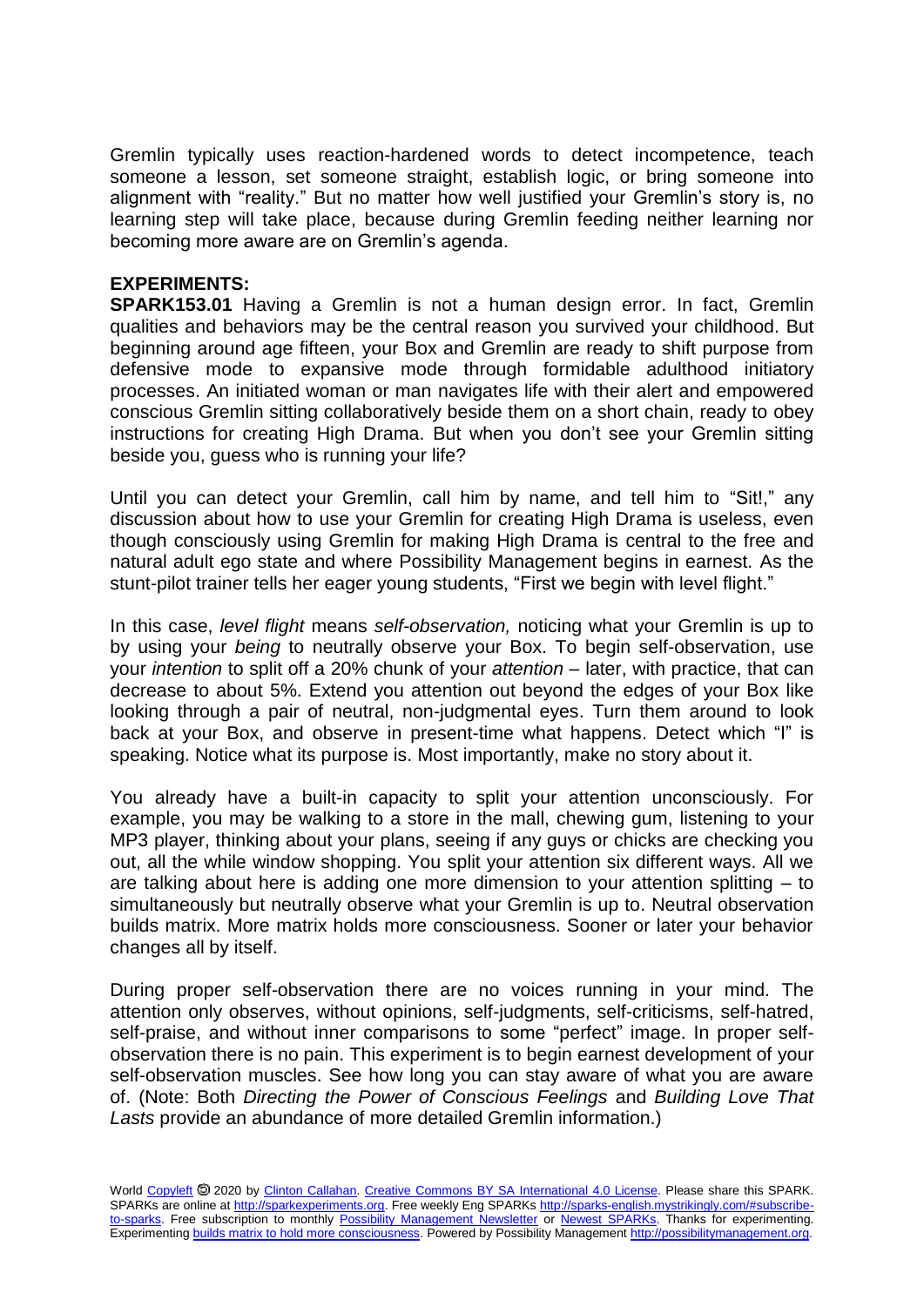Gremlin typically uses reaction-hardened words to detect incompetence, teach someone a lesson, set someone straight, establish logic, or bring someone into alignment with "reality." But no matter how well justified your Gremlin's story is, no learning step will take place, because during Gremlin feeding neither learning nor becoming more aware are on Gremlin's agenda.

**EXPERIMENTS:**

**SPARK153.01** Having a Gremlin is not a human design error. In fact, Gremlin qualities and behaviors may be the central reason you survived your childhood. But beginning around age fifteen, your Box and Gremlin are ready to shift purpose from defensive mode to expansive mode through formidable adulthood initiatory processes. An initiated woman or man navigates life with their alert and empowered conscious Gremlin sitting collaboratively beside them on a short chain, ready to obey instructions for creating High Drama. But when you don't see your Gremlin sitting beside you, guess who is running your life?

Until you can detect your Gremlin, call him by name, and tell him to "Sit!," any discussion about how to use your Gremlin for creating High Drama is useless, even though consciously using Gremlin for making High Drama is central to the free and natural adult ego state and where Possibility Management begins in earnest. As the stunt-pilot trainer tells her eager young students, "First we begin with level flight."

In this case, *level flight* means *self-observation,* noticing what your Gremlin is up to by using your *being* to neutrally observe your Box. To begin self-observation, use your *intention* to split off a 20% chunk of your *attention* – later, with practice, that can decrease to about 5%. Extend you attention out beyond the edges of your Box like looking through a pair of neutral, non-judgmental eyes. Turn them around to look back at your Box, and observe in present-time what happens. Detect which "I" is speaking. Notice what its purpose is. Most importantly, make no story about it.

You already have a built-in capacity to split your attention unconsciously. For example, you may be walking to a store in the mall, chewing gum, listening to your MP3 player, thinking about your plans, seeing if any guys or chicks are checking you out, all the while window shopping. You split your attention six different ways. All we are talking about here is adding one more dimension to your attention splitting – to simultaneously but neutrally observe what your Gremlin is up to. Neutral observation builds matrix. More matrix holds more consciousness. Sooner or later your behavior changes all by itself.

During proper self-observation there are no voices running in your mind. The attention only observes, without opinions, self-judgments, self-criticisms, self-hatred, self-praise, and without inner comparisons to some "perfect" image. In proper self-observation there is no pain. This experiment is to begin earnest development of your self-observation muscles. See how long you can stay aware of what you are aware of. (Note: Both *Directing the Power of Conscious Feelings* and *Building Love That Lasts* provide an abundance of more detailed Gremlin information.)

World Copyleft 🄯 2020 by Clinton Callahan. Creative Commons BY SA International 4.0 License. Please share this SPARK. SPARKs are online at http://sparkexperiments.org. Free weekly Eng SPARKs http://sparks-english.mystrikingly.com/#subscribe-to-sparks. Free subscription to monthly Possibility Management Newsletter or Newest SPARKs. Thanks for experimenting. Experimenting builds matrix to hold more consciousness. Powered by Possibility Management http://possibilitymanagement.org.